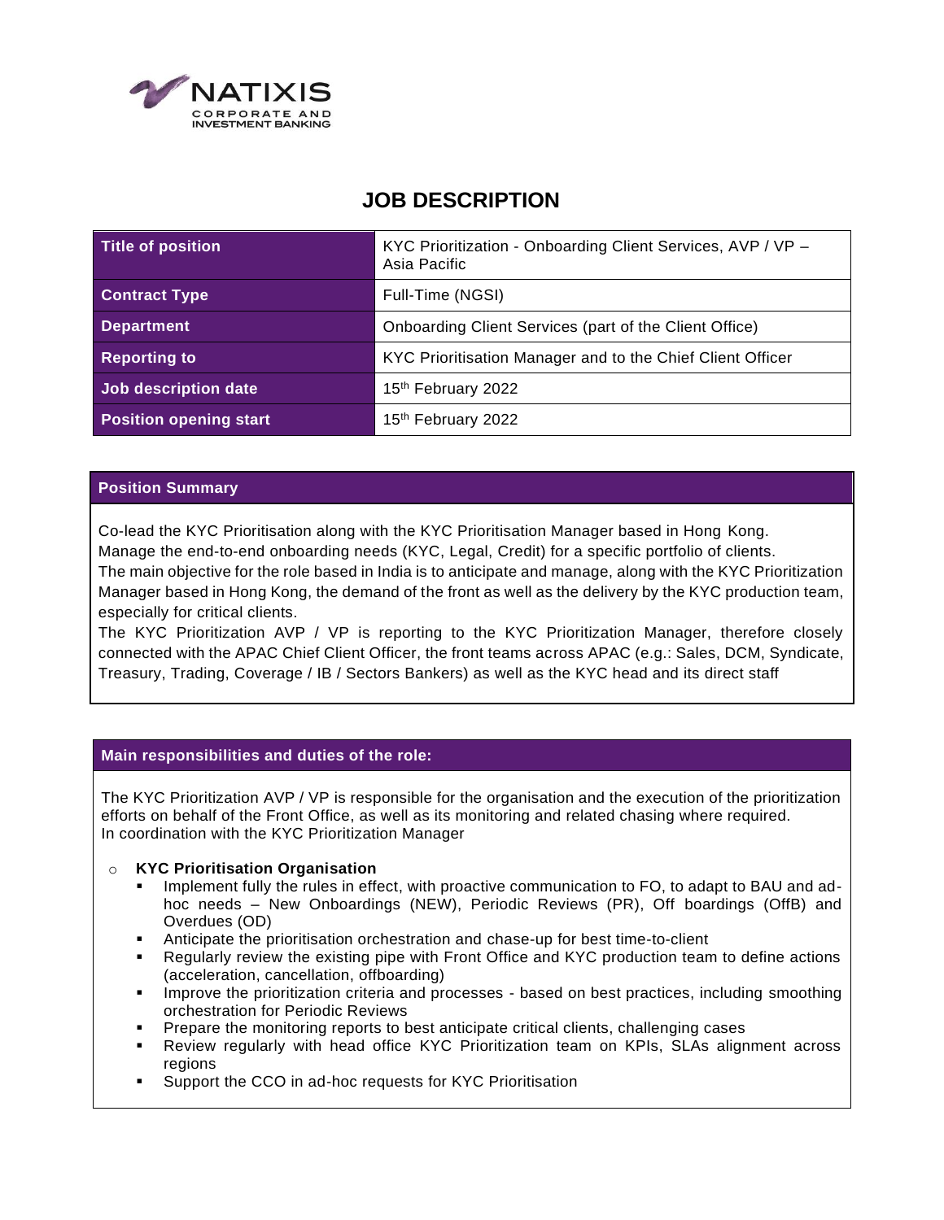# JOB DESCRIPTION

| Title of position | KYC Prioritization - Onboarding Client Services, AVP / VP – Asia Pacific |
|---|---|
| Contract Type | Full-Time (NGSI) |
| Department | Onboarding Client Services (part of the Client Office) |
| Reporting to | KYC Prioritisation Manager and to the Chief Client Officer |
| Job description date | 15th February 2022 |
| Position opening start | 15th February 2022 |

## Position Summary

Co-lead the KYC Prioritisation along with the KYC Prioritisation Manager based in Hong Kong.
Manage the end-to-end onboarding needs (KYC, Legal, Credit) for a specific portfolio of clients.
The main objective for the role based in India is to anticipate and manage, along with the KYC Prioritization Manager based in Hong Kong, the demand of the front as well as the delivery by the KYC production team, especially for critical clients.
The KYC Prioritization AVP / VP is reporting to the KYC Prioritization Manager, therefore closely connected with the APAC Chief Client Officer, the front teams across APAC (e.g.: Sales, DCM, Syndicate, Treasury, Trading, Coverage / IB / Sectors Bankers) as well as the KYC head and its direct staff

## Main responsibilities and duties of the role:

The KYC Prioritization AVP / VP is responsible for the organisation and the execution of the prioritization efforts on behalf of the Front Office, as well as its monitoring and related chasing where required.
In coordination with the KYC Prioritization Manager

- **KYC Prioritisation Organisation**
  - Implement fully the rules in effect, with proactive communication to FO, to adapt to BAU and ad-hoc needs – New Onboardings (NEW), Periodic Reviews (PR), Off boardings (OffB) and Overdues (OD)
  - Anticipate the prioritisation orchestration and chase-up for best time-to-client
  - Regularly review the existing pipe with Front Office and KYC production team to define actions (acceleration, cancellation, offboarding)
  - Improve the prioritization criteria and processes - based on best practices, including smoothing orchestration for Periodic Reviews
  - Prepare the monitoring reports to best anticipate critical clients, challenging cases
  - Review regularly with head office KYC Prioritization team on KPIs, SLAs alignment across regions
  - Support the CCO in ad-hoc requests for KYC Prioritisation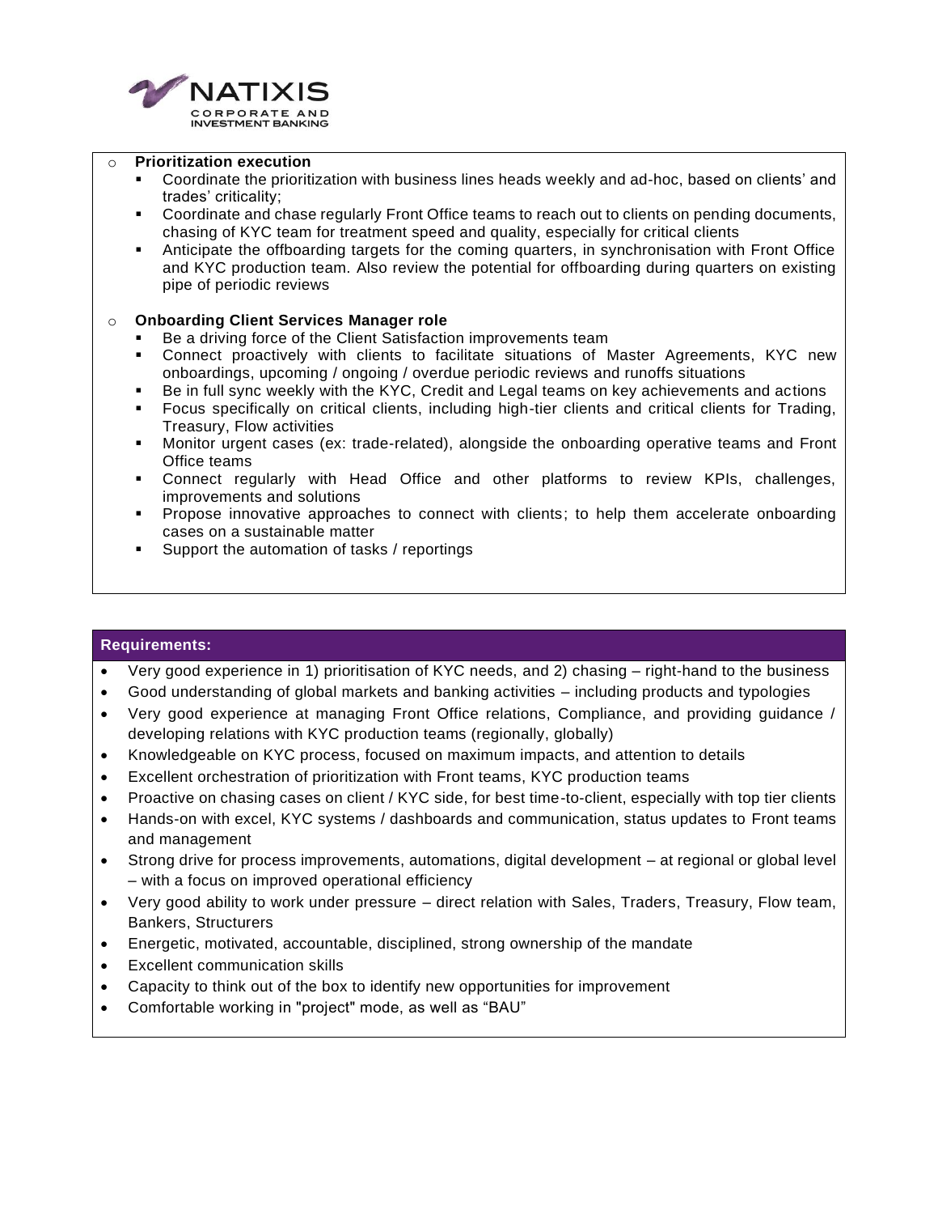- **Prioritization execution**
  - Coordinate the prioritization with business lines heads weekly and ad-hoc, based on clients' and trades' criticality;
  - Coordinate and chase regularly Front Office teams to reach out to clients on pending documents, chasing of KYC team for treatment speed and quality, especially for critical clients
  - Anticipate the offboarding targets for the coming quarters, in synchronisation with Front Office and KYC production team. Also review the potential for offboarding during quarters on existing pipe of periodic reviews

- **Onboarding Client Services Manager role**
  - Be a driving force of the Client Satisfaction improvements team
  - Connect proactively with clients to facilitate situations of Master Agreements, KYC new onboardings, upcoming / ongoing / overdue periodic reviews and runoffs situations
  - Be in full sync weekly with the KYC, Credit and Legal teams on key achievements and actions
  - Focus specifically on critical clients, including high-tier clients and critical clients for Trading, Treasury, Flow activities
  - Monitor urgent cases (ex: trade-related), alongside the onboarding operative teams and Front Office teams
  - Connect regularly with Head Office and other platforms to review KPIs, challenges, improvements and solutions
  - Propose innovative approaches to connect with clients; to help them accelerate onboarding cases on a sustainable matter
  - Support the automation of tasks / reportings

## Requirements:

- Very good experience in 1) prioritisation of KYC needs, and 2) chasing – right-hand to the business
- Good understanding of global markets and banking activities – including products and typologies
- Very good experience at managing Front Office relations, Compliance, and providing guidance / developing relations with KYC production teams (regionally, globally)
- Knowledgeable on KYC process, focused on maximum impacts, and attention to details
- Excellent orchestration of prioritization with Front teams, KYC production teams
- Proactive on chasing cases on client / KYC side, for best time-to-client, especially with top tier clients
- Hands-on with excel, KYC systems / dashboards and communication, status updates to Front teams and management
- Strong drive for process improvements, automations, digital development – at regional or global level – with a focus on improved operational efficiency
- Very good ability to work under pressure – direct relation with Sales, Traders, Treasury, Flow team, Bankers, Structurers
- Energetic, motivated, accountable, disciplined, strong ownership of the mandate
- Excellent communication skills
- Capacity to think out of the box to identify new opportunities for improvement
- Comfortable working in "project" mode, as well as "BAU"